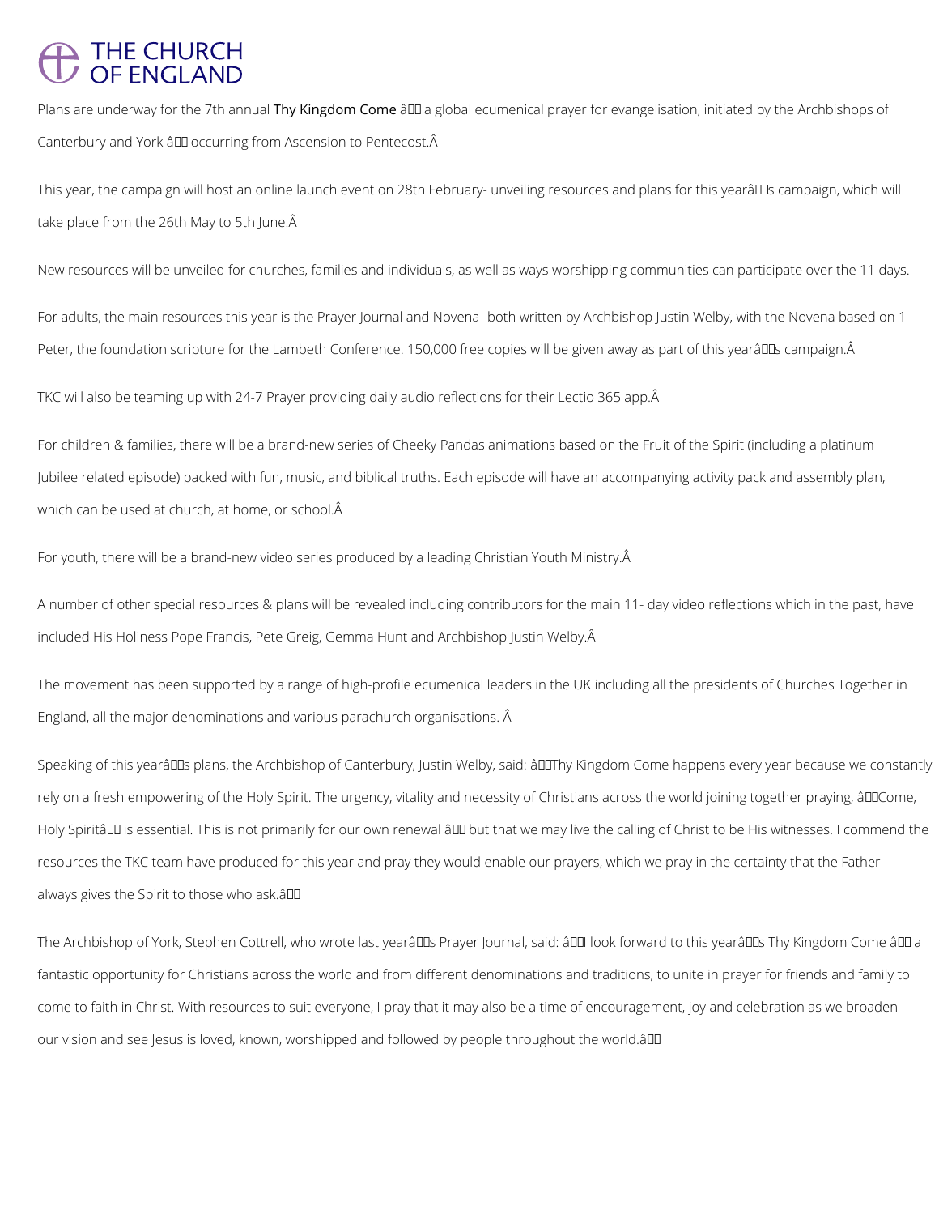Plans are underway for the 7th annual Thy Kingdom Come – a global ecumenical prayer for evangelisation, initiated by the Archbishops of Canterbury and York – occurring from Ascension to Pentecost.

This year, the campaign will host an online launch event on 28th February- unveiling resources and plans for this year's campaign, which will take place from the 26th May to 5th June.

New resources will be unveiled for churches, families and individuals, as well as ways worshipping communities can participate over the 11 days.

For adults, the main resources this year is the Prayer Journal and Novena- both written by Archbishop Justin Welby, with the Novena based on 1 Peter, the foundation scripture for the Lambeth Conference. 150,000 free copies will be given away as part of this year's campaign.

TKC will also be teaming up with 24-7 Prayer providing daily audio reflections for their Lectio 365 app.

For children & families, there will be a brand-new series of Cheeky Pandas animations based on the Fruit of the Spirit (including a platinum Jubilee related episode) packed with fun, music, and biblical truths. Each episode will have an accompanying activity pack and assembly plan, which can be used at church, at home, or school.

For youth, there will be a brand-new video series produced by a leading Christian Youth Ministry.

A number of other special resources & plans will be revealed including contributors for the main 11- day video reflections which in the past, have included His Holiness Pope Francis, Pete Greig, Gemma Hunt and Archbishop Justin Welby.

The movement has been supported by a range of high-profile ecumenical leaders in the UK including all the presidents of Churches Together in England, all the major denominations and various parachurch organisations.

Speaking of this year's plans, the Archbishop of Canterbury, Justin Welby, said: "Thy Kingdom Come happens every year because we constantly rely on a fresh empowering of the Holy Spirit. The urgency, vitality and necessity of Christians across the world joining together praying, 'Come, Holy Spirit' is essential. This is not primarily for our own renewal – but that we may live the calling of Christ to be His witnesses. I commend the resources the TKC team have produced for this year and pray they would enable our prayers, which we pray in the certainty that the Father always gives the Spirit to those who ask."

The Archbishop of York, Stephen Cottrell, who wrote last year's Prayer Journal, said: "I look forward to this year's Thy Kingdom Come – a fantastic opportunity for Christians across the world and from different denominations and traditions, to unite in prayer for friends and family to come to faith in Christ. With resources to suit everyone, I pray that it may also be a time of encouragement, joy and celebration as we broaden our vision and see Jesus is loved, known, worshipped and followed by people throughout the world."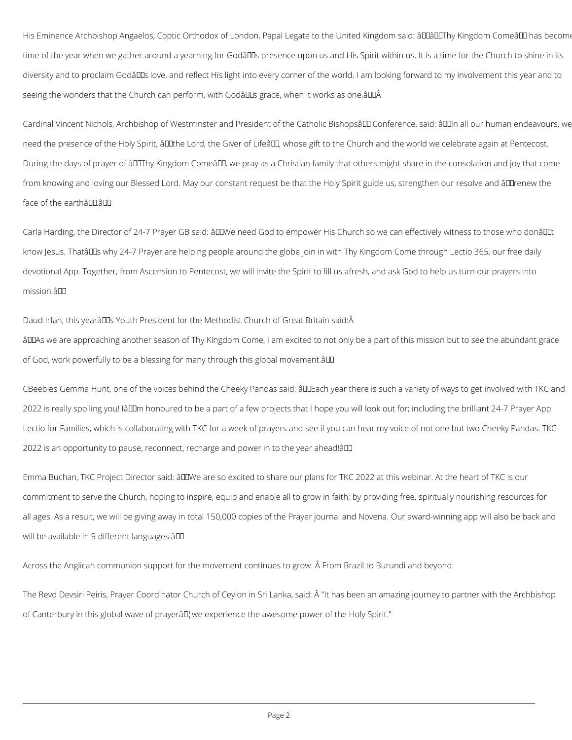His Eminence Archbishop Angaelos, Coptic Orthodox of London, Papal Legate to the United Kingdom said: "'Thy Kingdom Come' has become time of the year when we gather around a yearning for God's presence upon us and His Spirit within us. It is a time for the Church to shine in its diversity and to proclaim God's love, and reflect His light into every corner of the world. I am looking forward to my involvement this year and to seeing the wonders that the Church can perform, with God's grace, when it works as one."

Cardinal Vincent Nichols, Archbishop of Westminster and President of the Catholic Bishops' Conference, said: "In all our human endeavours, we need the presence of the Holy Spirit, 'the Lord, the Giver of Life', whose gift to the Church and the world we celebrate again at Pentecost. During the days of prayer of 'Thy Kingdom Come', we pray as a Christian family that others might share in the consolation and joy that come from knowing and loving our Blessed Lord. May our constant request be that the Holy Spirit guide us, strengthen our resolve and 'renew the face of the earth'."

Carla Harding, the Director of 24-7 Prayer GB said: "We need God to empower His Church so we can effectively witness to those who don't know Jesus. That's why 24-7 Prayer are helping people around the globe join in with Thy Kingdom Come through Lectio 365, our free daily devotional App. Together, from Ascension to Pentecost, we will invite the Spirit to fill us afresh, and ask God to help us turn our prayers into mission."

Daud Irfan, this year's Youth President for the Methodist Church of Great Britain said:

"As we are approaching another season of Thy Kingdom Come, I am excited to not only be a part of this mission but to see the abundant grace of God, work powerfully to be a blessing for many through this global movement."

CBeebies Gemma Hunt, one of the voices behind the Cheeky Pandas said: "Each year there is such a variety of ways to get involved with TKC and 2022 is really spoiling you! I'm honoured to be a part of a few projects that I hope you will look out for; including the brilliant 24-7 Prayer App Lectio for Families, which is collaborating with TKC for a week of prayers and see if you can hear my voice of not one but two Cheeky Pandas. TKC 2022 is an opportunity to pause, reconnect, recharge and power in to the year ahead!"

Emma Buchan, TKC Project Director said: "We are so excited to share our plans for TKC 2022 at this webinar. At the heart of TKC is our commitment to serve the Church, hoping to inspire, equip and enable all to grow in faith; by providing free, spiritually nourishing resources for all ages. As a result, we will be giving away in total 150,000 copies of the Prayer journal and Novena. Our award-winning app will also be back and will be available in 9 different languages."

Across the Anglican communion support for the movement continues to grow. From Brazil to Burundi and beyond.

The Revd Devsiri Peiris, Prayer Coordinator Church of Ceylon in Sri Lanka, said: "It has been an amazing journey to partner with the Archbishop of Canterbury in this global wave of prayer… we experience the awesome power of the Holy Spirit."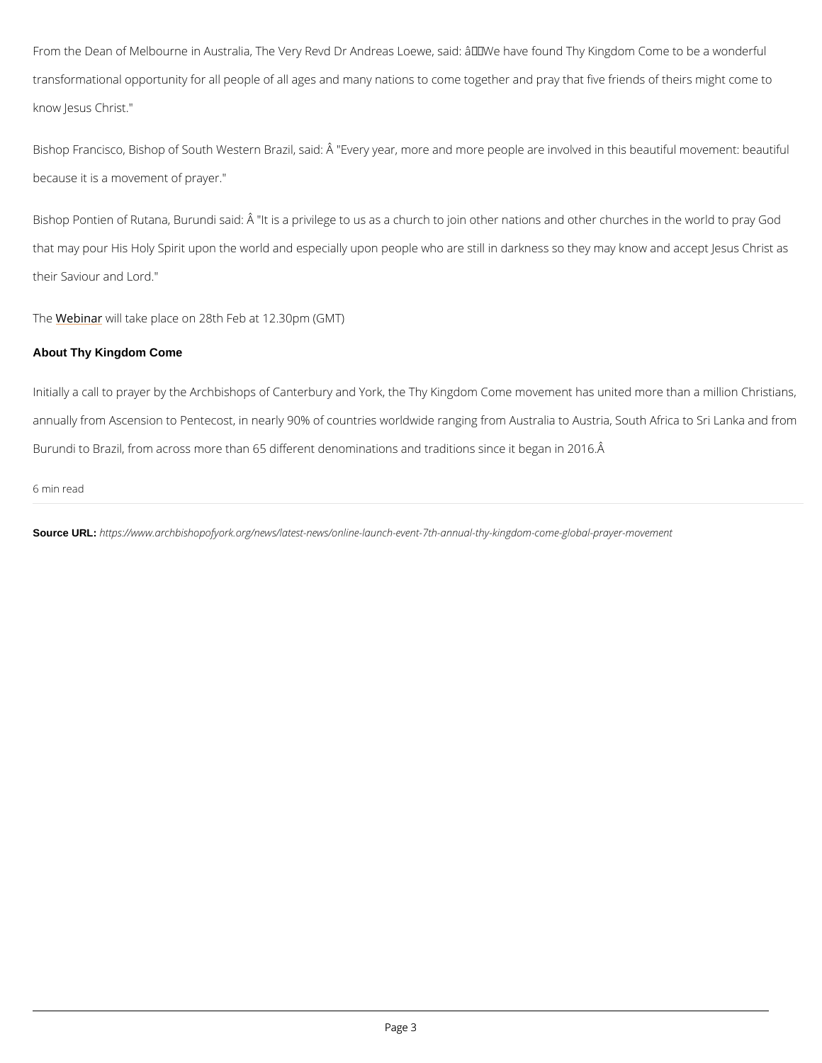From the Dean of Melbourne in Australia, The Very Revd Dr Andreas Loewe, said: â We have found Thy Kingdom Come to be a wonderful transformational opportunity for all people of all ages and many nations to come together and pray that five friends of theirs might come to know Jesus Christ."

Bishop Francisco, Bishop of South Western Brazil, said: Â "Every year, more and more people are involved in this beautiful movement: beautiful because it is a movement of prayer."

Bishop Pontien of Rutana, Burundi said: Â "It is a privilege to us as a church to join other nations and other churches in the world to pray God that may pour His Holy Spirit upon the world and especially upon people who are still in darkness so they may know and accept Jesus Christ as their Saviour and Lord."

The Webinar will take place on 28th Feb at 12.30pm (GMT)

**About Thy Kingdom Come**

Initially a call to prayer by the Archbishops of Canterbury and York, the Thy Kingdom Come movement has united more than a million Christians, annually from Ascension to Pentecost, in nearly 90% of countries worldwide ranging from Australia to Austria, South Africa to Sri Lanka and from Burundi to Brazil, from across more than 65 different denominations and traditions since it began in 2016.Â

6 min read

**Source URL:** *https://www.archbishopofyork.org/news/latest-news/online-launch-event-7th-annual-thy-kingdom-come-global-prayer-movement*